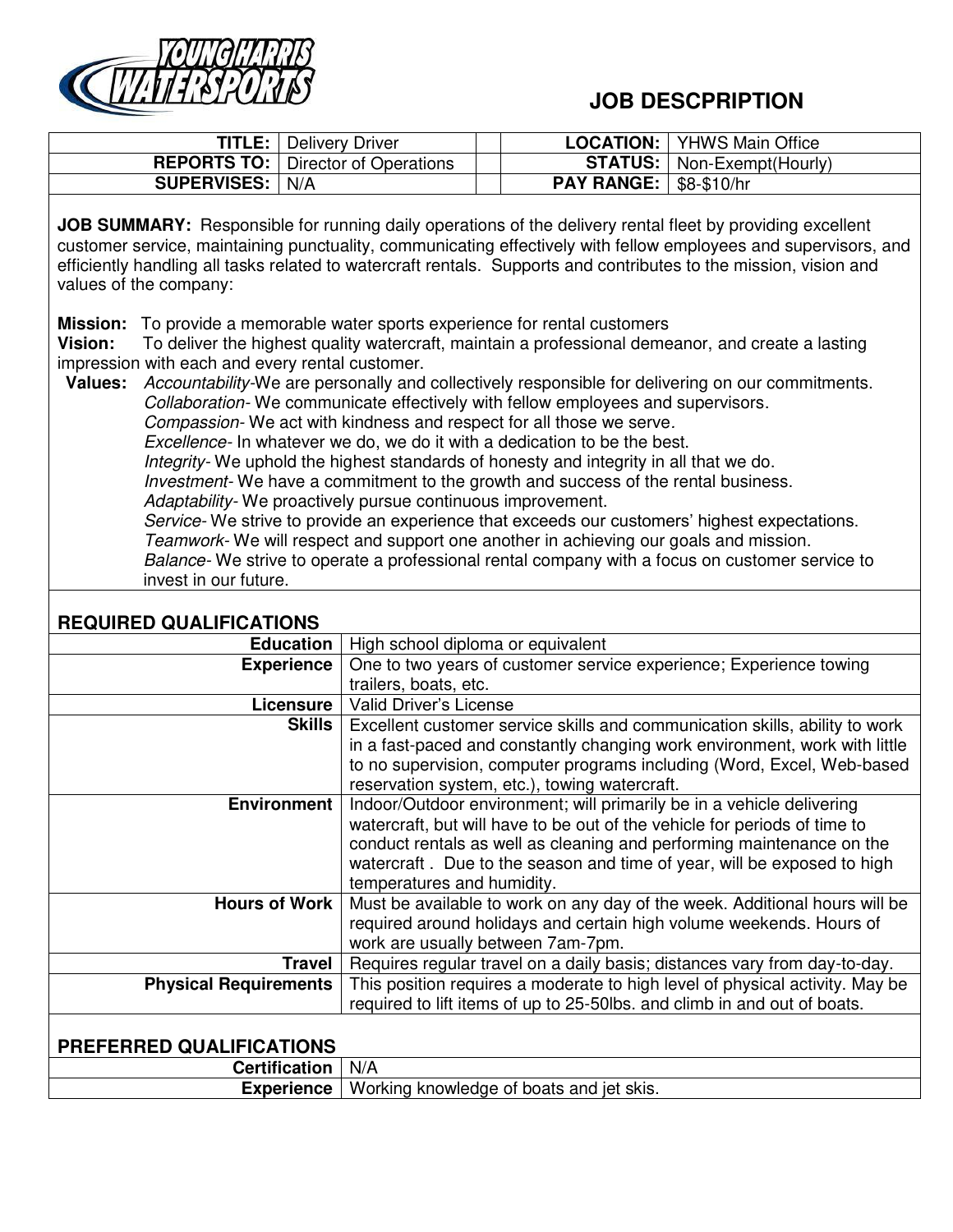# JOB DESCPRIPTION

| | | | | |
|---|---|---|---|---|
| **TITLE:** | Delivery Driver | | **LOCATION:** | YHWS Main Office |
| **REPORTS TO:** | Director of Operations | | **STATUS:** | Non-Exempt(Hourly) |
| **SUPERVISES:** | N/A | | **PAY RANGE:** | $8-$10/hr |

**JOB SUMMARY:** Responsible for running daily operations of the delivery rental fleet by providing excellent customer service, maintaining punctuality, communicating effectively with fellow employees and supervisors, and efficiently handling all tasks related to watercraft rentals. Supports and contributes to the mission, vision and values of the company:

**Mission:** To provide a memorable water sports experience for rental customers

**Vision:** To deliver the highest quality watercraft, maintain a professional demeanor, and create a lasting impression with each and every rental customer.

**Values:**
*Accountability*-We are personally and collectively responsible for delivering on our commitments.
*Collaboration*- We communicate effectively with fellow employees and supervisors.
*Compassion*- We act with kindness and respect for all those we serve.
*Excellence*- In whatever we do, we do it with a dedication to be the best.
*Integrity*- We uphold the highest standards of honesty and integrity in all that we do.
*Investment*- We have a commitment to the growth and success of the rental business.
*Adaptability*- We proactively pursue continuous improvement.
*Service*- We strive to provide an experience that exceeds our customers' highest expectations.
*Teamwork*- We will respect and support one another in achieving our goals and mission.
*Balance*- We strive to operate a professional rental company with a focus on customer service to invest in our future.

## REQUIRED QUALIFICATIONS

| | |
|---|---|
| **Education** | High school diploma or equivalent |
| **Experience** | One to two years of customer service experience; Experience towing trailers, boats, etc. |
| **Licensure** | Valid Driver's License |
| **Skills** | Excellent customer service skills and communication skills, ability to work in a fast-paced and constantly changing work environment, work with little to no supervision, computer programs including (Word, Excel, Web-based reservation system, etc.), towing watercraft. |
| **Environment** | Indoor/Outdoor environment; will primarily be in a vehicle delivering watercraft, but will have to be out of the vehicle for periods of time to conduct rentals as well as cleaning and performing maintenance on the watercraft . Due to the season and time of year, will be exposed to high temperatures and humidity. |
| **Hours of Work** | Must be available to work on any day of the week. Additional hours will be required around holidays and certain high volume weekends. Hours of work are usually between 7am-7pm. |
| **Travel** | Requires regular travel on a daily basis; distances vary from day-to-day. |
| **Physical Requirements** | This position requires a moderate to high level of physical activity. May be required to lift items of up to 25-50lbs. and climb in and out of boats. |

## PREFERRED QUALIFICATIONS

| | |
|---|---|
| **Certification** | N/A |
| **Experience** | Working knowledge of boats and jet skis. |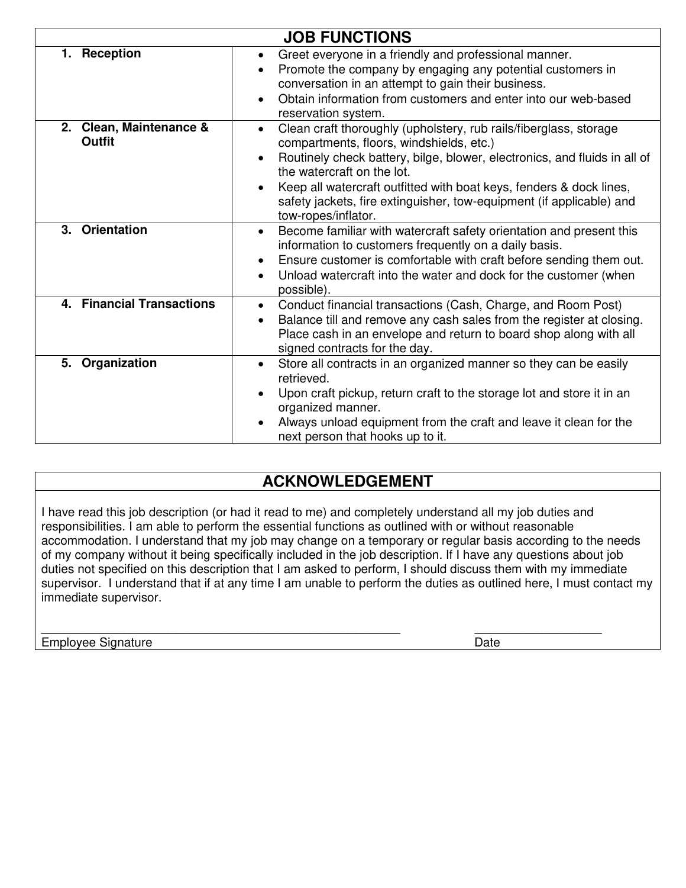| JOB FUNCTIONS | |
|---|---|
| **1. Reception** | • Greet everyone in a friendly and professional manner.<br>• Promote the company by engaging any potential customers in conversation in an attempt to gain their business.<br>• Obtain information from customers and enter into our web-based reservation system. |
| **2. Clean, Maintenance & Outfit** | • Clean craft thoroughly (upholstery, rub rails/fiberglass, storage compartments, floors, windshields, etc.)<br>• Routinely check battery, bilge, blower, electronics, and fluids in all of the watercraft on the lot.<br>• Keep all watercraft outfitted with boat keys, fenders & dock lines, safety jackets, fire extinguisher, tow-equipment (if applicable) and tow-ropes/inflator. |
| **3. Orientation** | • Become familiar with watercraft safety orientation and present this information to customers frequently on a daily basis.<br>• Ensure customer is comfortable with craft before sending them out.<br>• Unload watercraft into the water and dock for the customer (when possible). |
| **4. Financial Transactions** | • Conduct financial transactions (Cash, Charge, and Room Post)<br>• Balance till and remove any cash sales from the register at closing. Place cash in an envelope and return to board shop along with all signed contracts for the day. |
| **5. Organization** | • Store all contracts in an organized manner so they can be easily retrieved.<br>• Upon craft pickup, return craft to the storage lot and store it in an organized manner.<br>• Always unload equipment from the craft and leave it clean for the next person that hooks up to it. |

## ACKNOWLEDGEMENT

I have read this job description (or had it read to me) and completely understand all my job duties and responsibilities. I am able to perform the essential functions as outlined with or without reasonable accommodation. I understand that my job may change on a temporary or regular basis according to the needs of my company without it being specifically included in the job description. If I have any questions about job duties not specified on this description that I am asked to perform, I should discuss them with my immediate supervisor. I understand that if at any time I am unable to perform the duties as outlined here, I must contact my immediate supervisor.

_____________________________________________________ ___________________

Employee Signature Date